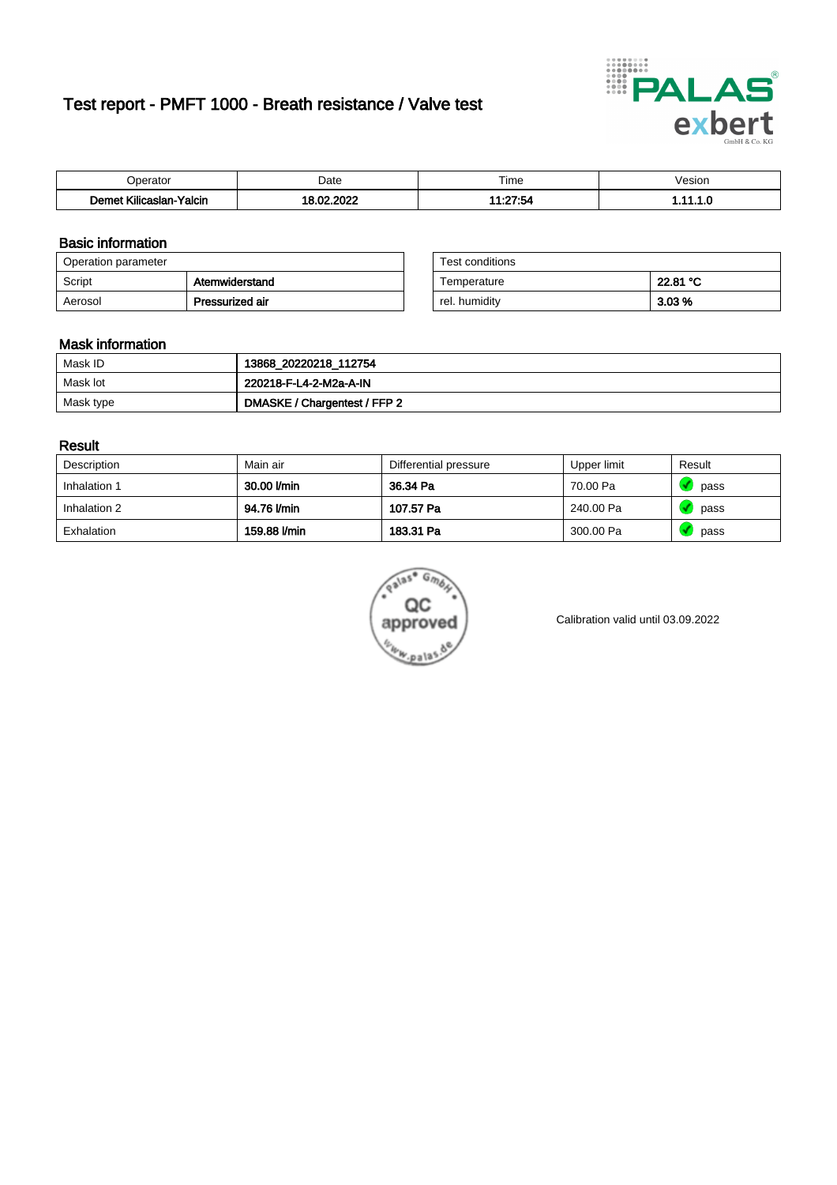# Test report - PMFT 1000 - Breath resistance / Valve test

| Operator | Date | Time | Vesion |
|---|---|---|---|
| **Demet Kilicaslan-Yalcin** | **18.02.2022** | **11:27:54** | **1.11.1.0** |

## Basic information

| Operation parameter | |
|---|---|
| Script | **Atemwiderstand** |
| Aerosol | **Pressurized air** |

| Test conditions | |
|---|---|
| Temperature | **22.81 °C** |
| rel. humidity | **3.03 %** |

## Mask information

| | |
|---|---|
| Mask ID | **13868_20220218_112754** |
| Mask lot | **220218-F-L4-2-M2a-A-IN** |
| Mask type | **DMASKE / Chargentest / FFP 2** |

## Result

| Description | Main air | Differential pressure | Upper limit | Result |
|---|---|---|---|---|
| Inhalation 1 | **30.00 l/min** | **36.34 Pa** | 70.00 Pa | pass |
| Inhalation 2 | **94.76 l/min** | **107.57 Pa** | 240.00 Pa | pass |
| Exhalation | **159.88 l/min** | **183.31 Pa** | 300.00 Pa | pass |

Calibration valid until 03.09.2022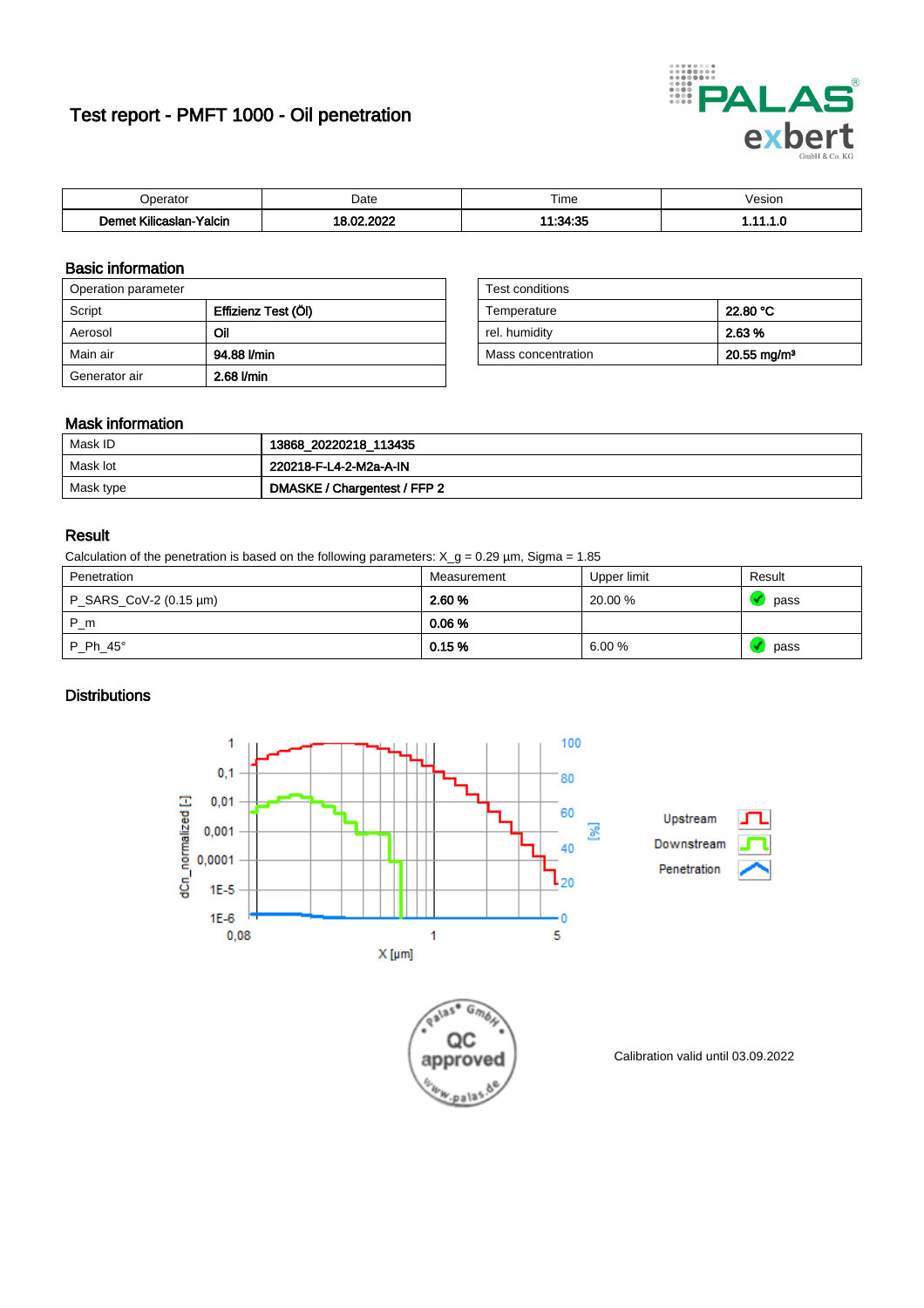# Test report - PMFT 1000 - Oil penetration

PALAS exbert GmbH & Co. KG

| Operator | Date | Time | Vesion |
| --- | --- | --- | --- |
| Demet Kilicaslan-Yalcin | 18.02.2022 | 11:34:35 | 1.11.1.0 |

## Basic information

| Operation parameter | |
| --- | --- |
| Script | Effizienz Test (Öl) |
| Aerosol | Oil |
| Main air | 94.88 l/min |
| Generator air | 2.68 l/min |

| Test conditions | |
| --- | --- |
| Temperature | 22.80 °C |
| rel. humidity | 2.63 % |
| Mass concentration | 20.55 mg/m³ |

## Mask information

| | |
| --- | --- |
| Mask ID | 13868_20220218_113435 |
| Mask lot | 220218-F-L4-2-M2a-A-IN |
| Mask type | DMASKE / Chargentest / FFP 2 |

## Result

Calculation of the penetration is based on the following parameters: X_g = 0.29 µm, Sigma = 1.85

| Penetration | Measurement | Upper limit | Result |
| --- | --- | --- | --- |
| P_SARS_CoV-2 (0.15 µm) | 2.60 % | 20.00 % | pass |
| P_m | 0.06 % | | |
| P_Ph_45° | 0.15 % | 6.00 % | pass |

## Distributions

dCn_normalized [-]
1
0,1
0,01
0,001
0,0001
1E-5
1E-6
0,08
1
5
X [µm]
[%]
100
80
60
40
20
0

Upstream
Downstream
Penetration

Palas® GmbH
QC approved
www.palas.de

Calibration valid until 03.09.2022